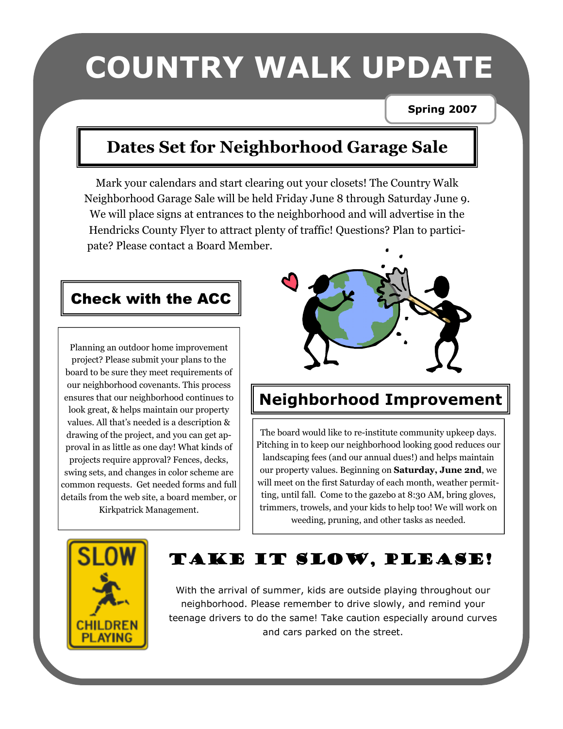# COUNTRY WALK UPDATE

**Spring 2007**

## Dates Set for Neighborhood Garage Sale

Mark your calendars and start clearing out your closets! The Country Walk Neighborhood Garage Sale will be held Friday June 8 through Saturday June 9. We will place signs at entrances to the neighborhood and will advertise in the Hendricks County Flyer to attract plenty of traffic! Questions? Plan to participate? Please contact a Board Member.

## Check with the ACC

Planning an outdoor home improvement project? Please submit your plans to the board to be sure they meet requirements of our neighborhood covenants. This process ensures that our neighborhood continues to look great, & helps maintain our property values. All that's needed is a description & drawing of the project, and you can get approval in as little as one day! What kinds of projects require approval? Fences, decks, swing sets, and changes in color scheme are common requests. Get needed forms and full details from the web site, a board member, or Kirkpatrick Management.

## Neighborhood Improvement

The board would like to re-institute community upkeep days. Pitching in to keep our neighborhood looking good reduces our landscaping fees (and our annual dues!) and helps maintain our property values. Beginning on **Saturday, June 2nd**, we will meet on the first Saturday of each month, weather permitting, until fall. Come to the gazebo at 8:30 AM, bring gloves, trimmers, trowels, and your kids to help too! We will work on weeding, pruning, and other tasks as needed.

## Take It Slow, Please!

With the arrival of summer, kids are outside playing throughout our neighborhood. Please remember to drive slowly, and remind your teenage drivers to do the same! Take caution especially around curves and cars parked on the street.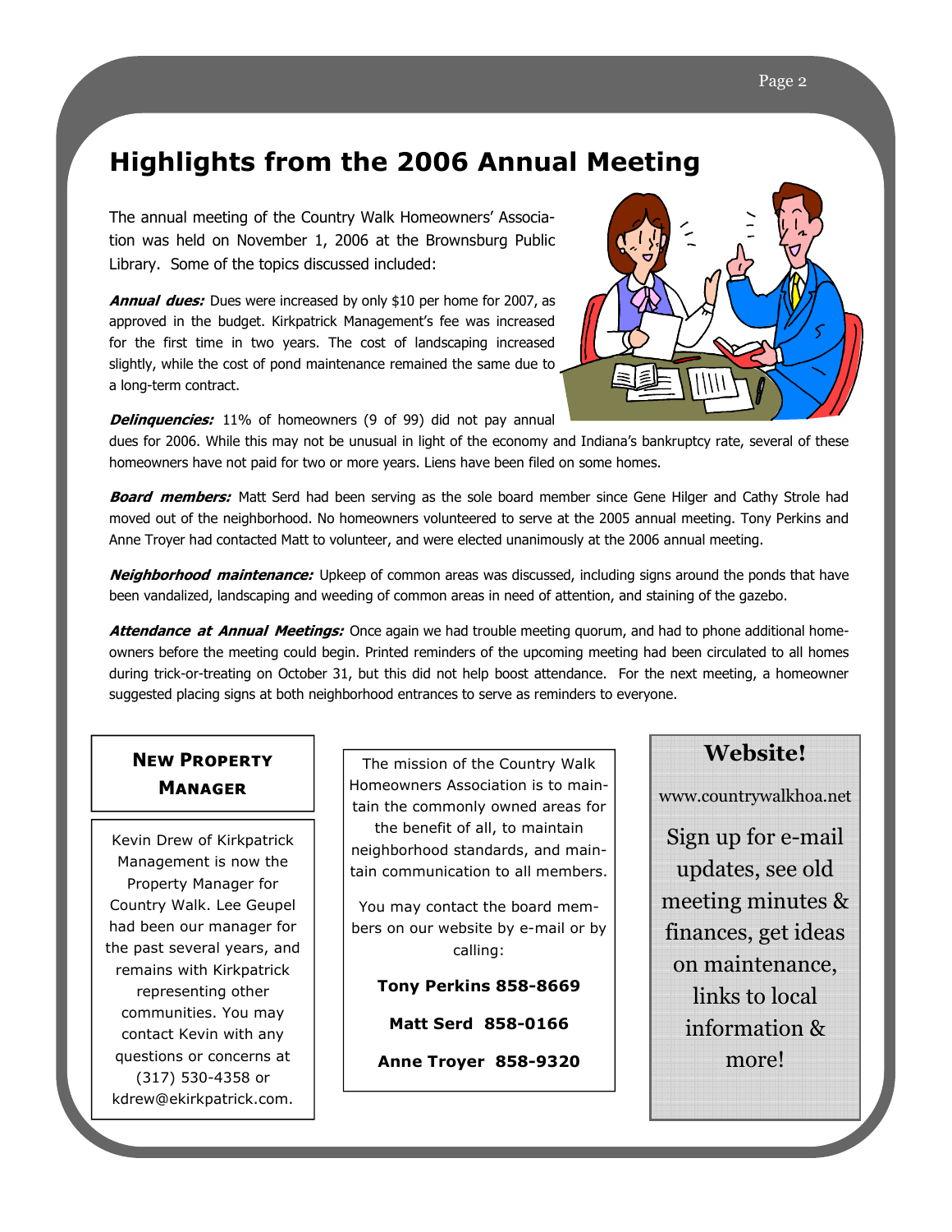# Highlights from the 2006 Annual Meeting

The annual meeting of the Country Walk Homeowners' Association was held on November 1, 2006 at the Brownsburg Public Library. Some of the topics discussed included:

***Annual dues:*** Dues were increased by only $10 per home for 2007, as approved in the budget. Kirkpatrick Management's fee was increased for the first time in two years. The cost of landscaping increased slightly, while the cost of pond maintenance remained the same due to a long-term contract.

***Delinquencies:*** 11% of homeowners (9 of 99) did not pay annual dues for 2006. While this may not be unusual in light of the economy and Indiana's bankruptcy rate, several of these homeowners have not paid for two or more years. Liens have been filed on some homes.

***Board members:*** Matt Serd had been serving as the sole board member since Gene Hilger and Cathy Strole had moved out of the neighborhood. No homeowners volunteered to serve at the 2005 annual meeting. Tony Perkins and Anne Troyer had contacted Matt to volunteer, and were elected unanimously at the 2006 annual meeting.

***Neighborhood maintenance:*** Upkeep of common areas was discussed, including signs around the ponds that have been vandalized, landscaping and weeding of common areas in need of attention, and staining of the gazebo.

***Attendance at Annual Meetings:*** Once again we had trouble meeting quorum, and had to phone additional homeowners before the meeting could begin. Printed reminders of the upcoming meeting had been circulated to all homes during trick-or-treating on October 31, but this did not help boost attendance. For the next meeting, a homeowner suggested placing signs at both neighborhood entrances to serve as reminders to everyone.

### New Property Manager

Kevin Drew of Kirkpatrick Management is now the Property Manager for Country Walk. Lee Geupel had been our manager for the past several years, and remains with Kirkpatrick representing other communities. You may contact Kevin with any questions or concerns at (317) 530-4358 or kdrew@ekirkpatrick.com.

The mission of the Country Walk Homeowners Association is to maintain the commonly owned areas for the benefit of all, to maintain neighborhood standards, and maintain communication to all members.

You may contact the board members on our website by e-mail or by calling:

**Tony Perkins 858-8669**

**Matt Serd 858-0166**

**Anne Troyer 858-9320**

### Website!

www.countrywalkhoa.net

Sign up for e-mail updates, see old meeting minutes & finances, get ideas on maintenance, links to local information & more!